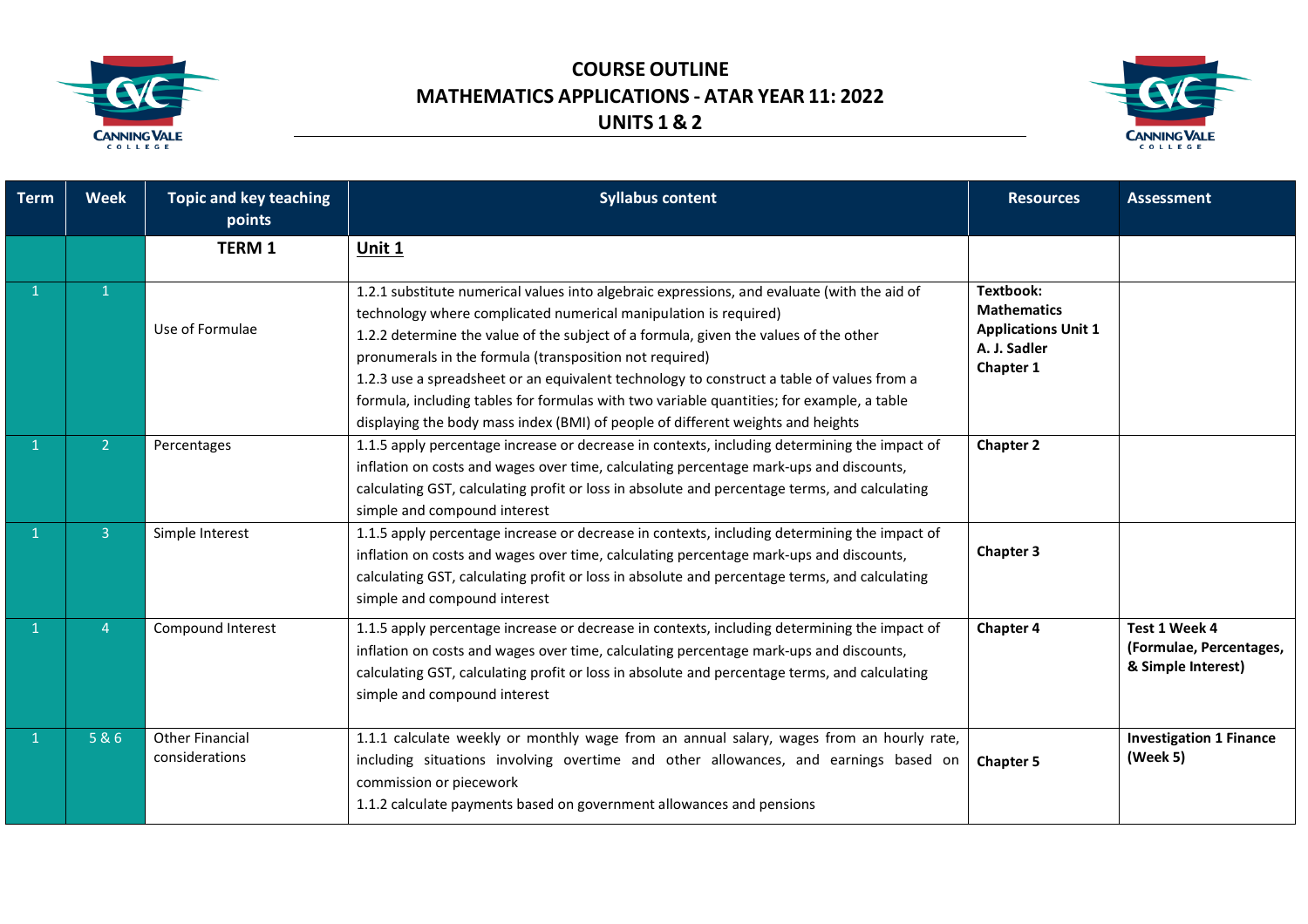# COURSE OUTLINE
# MATHEMATICS APPLICATIONS - ATAR YEAR 11: 2022
# UNITS 1 & 2

| Term | Week | Topic and key teaching points | Syllabus content | Resources | Assessment |
|---|---|---|---|---|---|
| | | **TERM 1** | **Unit 1** | | |
| 1 | 1 | Use of Formulae | 1.2.1 substitute numerical values into algebraic expressions, and evaluate (with the aid of technology where complicated numerical manipulation is required)<br>1.2.2 determine the value of the subject of a formula, given the values of the other pronumerals in the formula (transposition not required)<br>1.2.3 use a spreadsheet or an equivalent technology to construct a table of values from a formula, including tables for formulas with two variable quantities; for example, a table displaying the body mass index (BMI) of people of different weights and heights | **Textbook: Mathematics Applications Unit 1 A. J. Sadler Chapter 1** | |
| 1 | 2 | Percentages | 1.1.5 apply percentage increase or decrease in contexts, including determining the impact of inflation on costs and wages over time, calculating percentage mark-ups and discounts, calculating GST, calculating profit or loss in absolute and percentage terms, and calculating simple and compound interest | **Chapter 2** | |
| 1 | 3 | Simple Interest | 1.1.5 apply percentage increase or decrease in contexts, including determining the impact of inflation on costs and wages over time, calculating percentage mark-ups and discounts, calculating GST, calculating profit or loss in absolute and percentage terms, and calculating simple and compound interest | **Chapter 3** | |
| 1 | 4 | Compound Interest | 1.1.5 apply percentage increase or decrease in contexts, including determining the impact of inflation on costs and wages over time, calculating percentage mark-ups and discounts, calculating GST, calculating profit or loss in absolute and percentage terms, and calculating simple and compound interest | **Chapter 4** | **Test 1 Week 4 (Formulae, Percentages, & Simple Interest)** |
| 1 | 5 & 6 | Other Financial considerations | 1.1.1 calculate weekly or monthly wage from an annual salary, wages from an hourly rate, including situations involving overtime and other allowances, and earnings based on commission or piecework<br>1.1.2 calculate payments based on government allowances and pensions | **Chapter 5** | **Investigation 1 Finance (Week 5)** |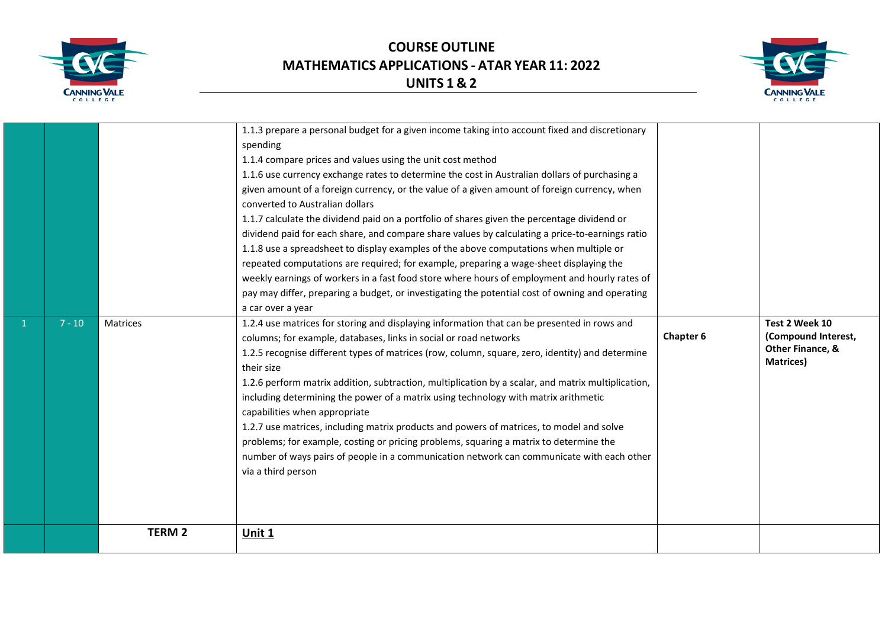# COURSE OUTLINE
# MATHEMATICS APPLICATIONS - ATAR YEAR 11: 2022
# UNITS 1 & 2

| | | | | | |
|---|---|---|---|---|---|
| | | | 1.1.3 prepare a personal budget for a given income taking into account fixed and discretionary spending<br>1.1.4 compare prices and values using the unit cost method<br>1.1.6 use currency exchange rates to determine the cost in Australian dollars of purchasing a given amount of a foreign currency, or the value of a given amount of foreign currency, when converted to Australian dollars<br>1.1.7 calculate the dividend paid on a portfolio of shares given the percentage dividend or dividend paid for each share, and compare share values by calculating a price-to-earnings ratio<br>1.1.8 use a spreadsheet to display examples of the above computations when multiple or repeated computations are required; for example, preparing a wage-sheet displaying the weekly earnings of workers in a fast food store where hours of employment and hourly rates of pay may differ, preparing a budget, or investigating the potential cost of owning and operating a car over a year | | |
| 1 | 7 - 10 | Matrices | 1.2.4 use matrices for storing and displaying information that can be presented in rows and columns; for example, databases, links in social or road networks<br>1.2.5 recognise different types of matrices (row, column, square, zero, identity) and determine their size<br>1.2.6 perform matrix addition, subtraction, multiplication by a scalar, and matrix multiplication, including determining the power of a matrix using technology with matrix arithmetic capabilities when appropriate<br>1.2.7 use matrices, including matrix products and powers of matrices, to model and solve problems; for example, costing or pricing problems, squaring a matrix to determine the number of ways pairs of people in a communication network can communicate with each other via a third person | **Chapter 6** | **Test 2 Week 10 (Compound Interest, Other Finance, & Matrices)** |
| | | **TERM 2** | **<u>Unit 1</u>** | | |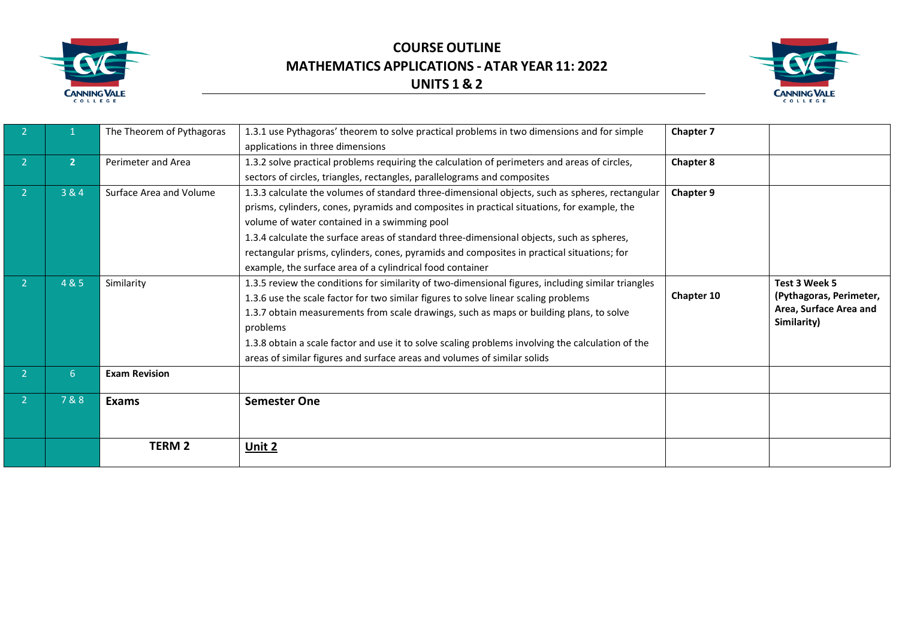# COURSE OUTLINE
## MATHEMATICS APPLICATIONS - ATAR YEAR 11: 2022
## UNITS 1 & 2

| | | | | | |
|---|---|---|---|---|---|
| 2 | 1 | The Theorem of Pythagoras | 1.3.1 use Pythagoras' theorem to solve practical problems in two dimensions and for simple applications in three dimensions | **Chapter 7** | |
| 2 | **2** | Perimeter and Area | 1.3.2 solve practical problems requiring the calculation of perimeters and areas of circles, sectors of circles, triangles, rectangles, parallelograms and composites | **Chapter 8** | |
| 2 | 3 & 4 | Surface Area and Volume | 1.3.3 calculate the volumes of standard three-dimensional objects, such as spheres, rectangular prisms, cylinders, cones, pyramids and composites in practical situations, for example, the volume of water contained in a swimming pool<br>1.3.4 calculate the surface areas of standard three-dimensional objects, such as spheres, rectangular prisms, cylinders, cones, pyramids and composites in practical situations; for example, the surface area of a cylindrical food container | **Chapter 9** | |
| 2 | 4 & 5 | Similarity | 1.3.5 review the conditions for similarity of two-dimensional figures, including similar triangles<br>1.3.6 use the scale factor for two similar figures to solve linear scaling problems<br>1.3.7 obtain measurements from scale drawings, such as maps or building plans, to solve problems<br>1.3.8 obtain a scale factor and use it to solve scaling problems involving the calculation of the areas of similar figures and surface areas and volumes of similar solids | **Chapter 10** | **Test 3 Week 5 (Pythagoras, Perimeter, Area, Surface Area and Similarity)** |
| 2 | 6 | **Exam Revision** | | | |
| 2 | 7 & 8 | **Exams** | **Semester One** | | |
| | | **TERM 2** | **Unit 2** | | |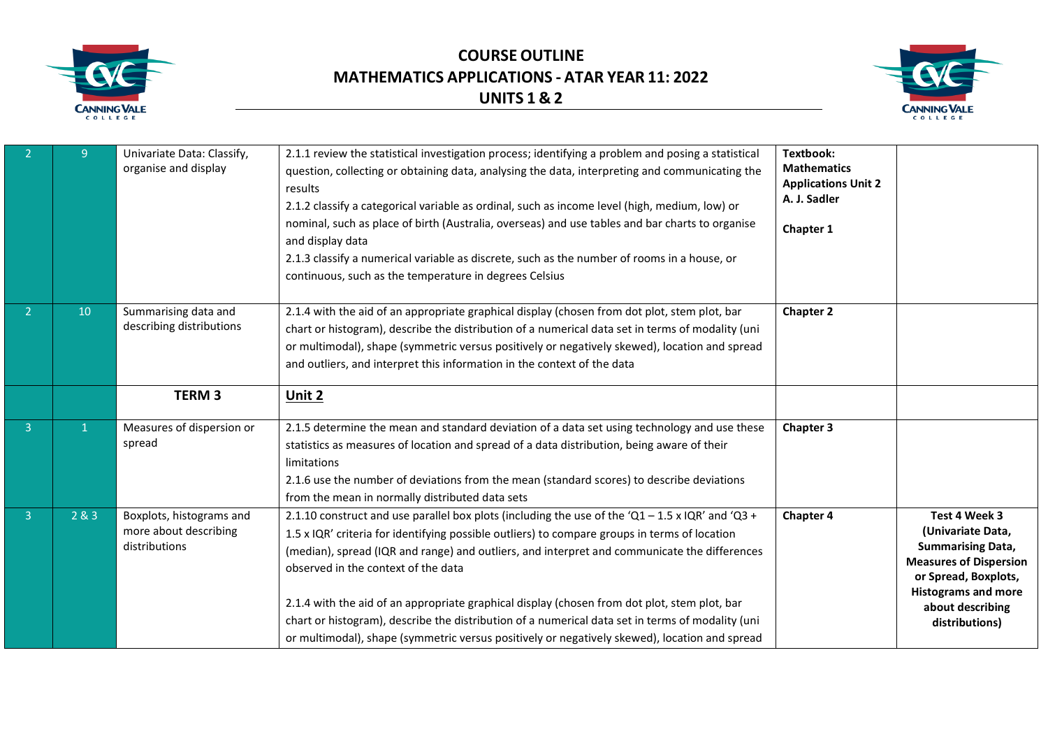# COURSE OUTLINE
## MATHEMATICS APPLICATIONS - ATAR YEAR 11: 2022
## UNITS 1 & 2

| | | | | | |
|---|---|---|---|---|---|
| 2 | 9 | Univariate Data: Classify, organise and display | 2.1.1 review the statistical investigation process; identifying a problem and posing a statistical question, collecting or obtaining data, analysing the data, interpreting and communicating the results<br>2.1.2 classify a categorical variable as ordinal, such as income level (high, medium, low) or nominal, such as place of birth (Australia, overseas) and use tables and bar charts to organise and display data<br>2.1.3 classify a numerical variable as discrete, such as the number of rooms in a house, or continuous, such as the temperature in degrees Celsius | **Textbook: Mathematics Applications Unit 2 A. J. Sadler**<br><br>**Chapter 1** | |
| 2 | 10 | Summarising data and describing distributions | 2.1.4 with the aid of an appropriate graphical display (chosen from dot plot, stem plot, bar chart or histogram), describe the distribution of a numerical data set in terms of modality (uni or multimodal), shape (symmetric versus positively or negatively skewed), location and spread and outliers, and interpret this information in the context of the data | **Chapter 2** | |
| | | **TERM 3** | **Unit 2** | | |
| 3 | 1 | Measures of dispersion or spread | 2.1.5 determine the mean and standard deviation of a data set using technology and use these statistics as measures of location and spread of a data distribution, being aware of their limitations<br>2.1.6 use the number of deviations from the mean (standard scores) to describe deviations from the mean in normally distributed data sets | **Chapter 3** | |
| 3 | 2 & 3 | Boxplots, histograms and more about describing distributions | 2.1.10 construct and use parallel box plots (including the use of the 'Q1 – 1.5 x IQR' and 'Q3 + 1.5 x IQR' criteria for identifying possible outliers) to compare groups in terms of location (median), spread (IQR and range) and outliers, and interpret and communicate the differences observed in the context of the data<br><br>2.1.4 with the aid of an appropriate graphical display (chosen from dot plot, stem plot, bar chart or histogram), describe the distribution of a numerical data set in terms of modality (uni or multimodal), shape (symmetric versus positively or negatively skewed), location and spread | **Chapter 4** | **Test 4 Week 3 (Univariate Data, Summarising Data, Measures of Dispersion or Spread, Boxplots, Histograms and more about describing distributions)** |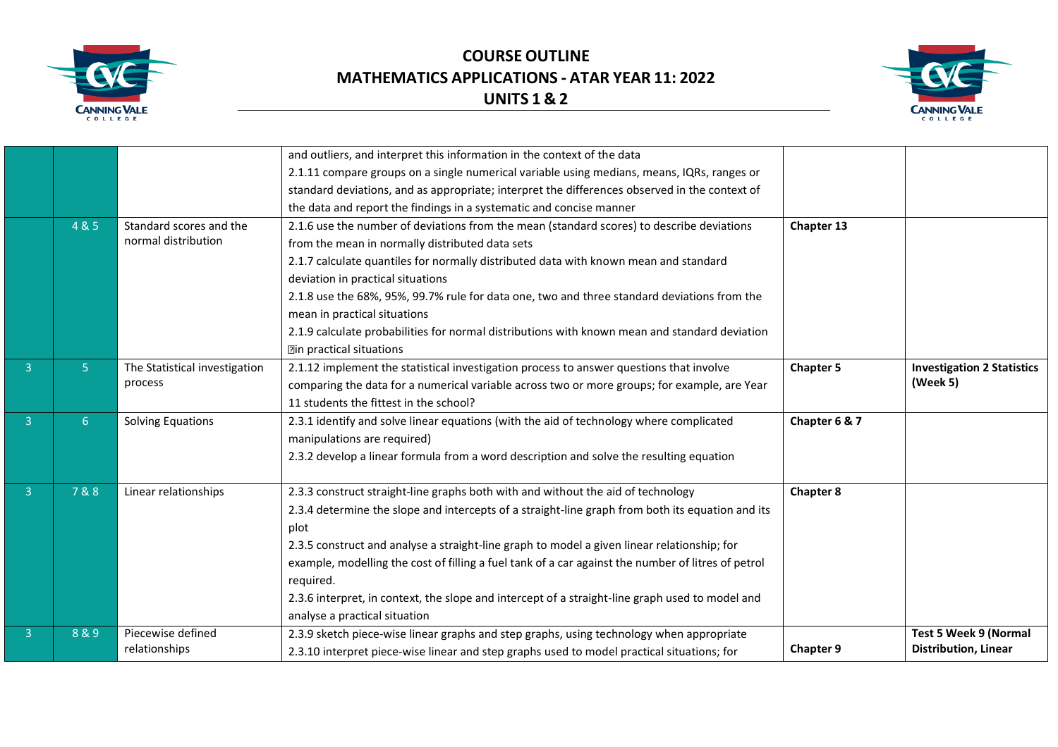# COURSE OUTLINE
# MATHEMATICS APPLICATIONS - ATAR YEAR 11: 2022
# UNITS 1 & 2

| | | | | | |
|---|---|---|---|---|---|
| | | | and outliers, and interpret this information in the context of the data<br>2.1.11 compare groups on a single numerical variable using medians, means, IQRs, ranges or standard deviations, and as appropriate; interpret the differences observed in the context of the data and report the findings in a systematic and concise manner | | |
| | 4 & 5 | Standard scores and the normal distribution | 2.1.6 use the number of deviations from the mean (standard scores) to describe deviations from the mean in normally distributed data sets<br>2.1.7 calculate quantiles for normally distributed data with known mean and standard deviation in practical situations<br>2.1.8 use the 68%, 95%, 99.7% rule for data one, two and three standard deviations from the mean in practical situations<br>2.1.9 calculate probabilities for normal distributions with known mean and standard deviation in practical situations | **Chapter 13** | |
| 3 | 5 | The Statistical investigation process | 2.1.12 implement the statistical investigation process to answer questions that involve comparing the data for a numerical variable across two or more groups; for example, are Year 11 students the fittest in the school? | **Chapter 5** | **Investigation 2 Statistics (Week 5)** |
| 3 | 6 | Solving Equations | 2.3.1 identify and solve linear equations (with the aid of technology where complicated manipulations are required)<br>2.3.2 develop a linear formula from a word description and solve the resulting equation | **Chapter 6 & 7** | |
| 3 | 7 & 8 | Linear relationships | 2.3.3 construct straight-line graphs both with and without the aid of technology<br>2.3.4 determine the slope and intercepts of a straight-line graph from both its equation and its plot<br>2.3.5 construct and analyse a straight-line graph to model a given linear relationship; for example, modelling the cost of filling a fuel tank of a car against the number of litres of petrol required.<br>2.3.6 interpret, in context, the slope and intercept of a straight-line graph used to model and analyse a practical situation | **Chapter 8** | |
| 3 | 8 & 9 | Piecewise defined relationships | 2.3.9 sketch piece-wise linear graphs and step graphs, using technology when appropriate<br>2.3.10 interpret piece-wise linear and step graphs used to model practical situations; for | **Chapter 9** | **Test 5 Week 9 (Normal Distribution, Linear** |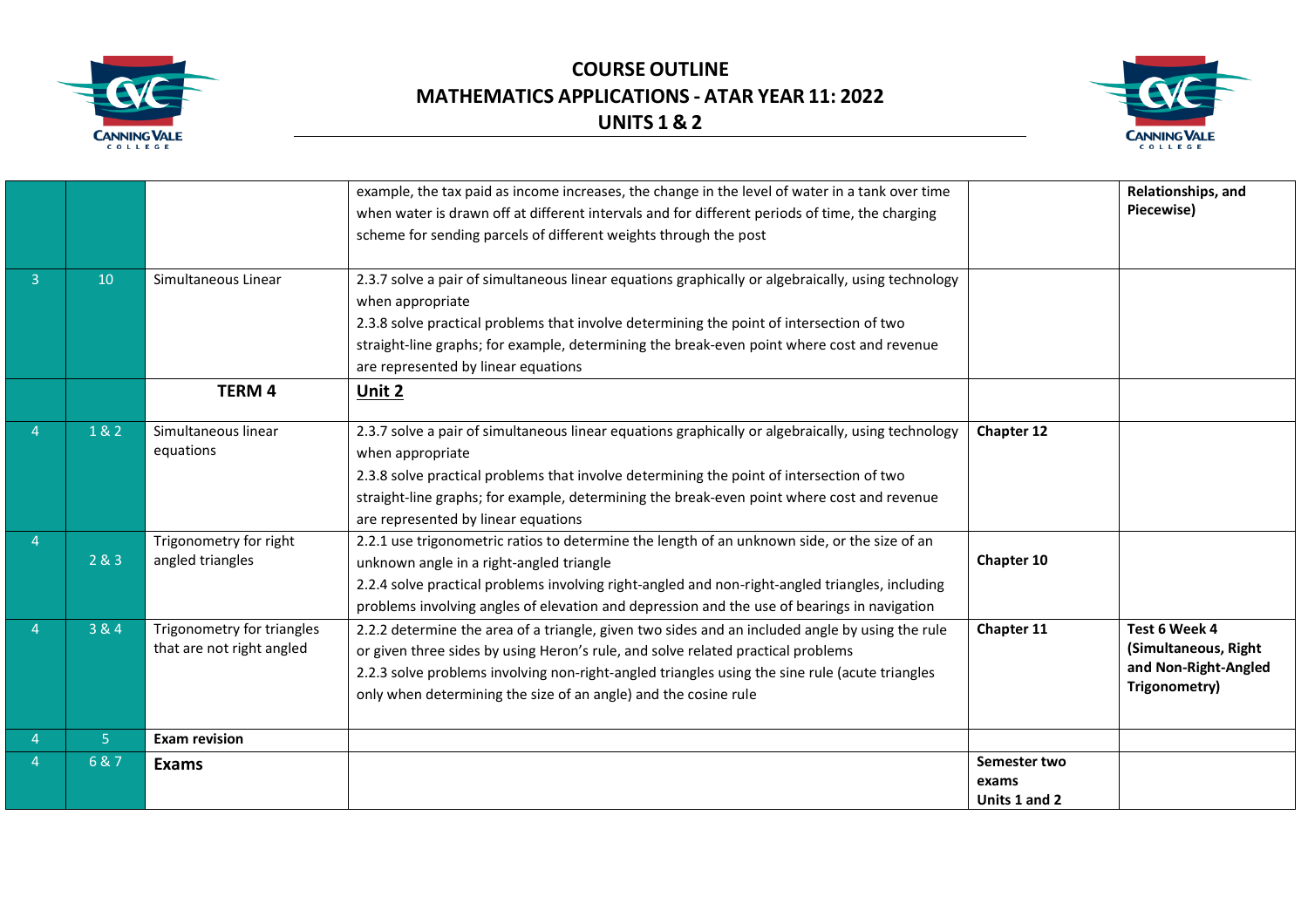# COURSE OUTLINE
# MATHEMATICS APPLICATIONS - ATAR YEAR 11: 2022
# UNITS 1 & 2

| | | | | | |
|---|---|---|---|---|---|
| | | | example, the tax paid as income increases, the change in the level of water in a tank over time when water is drawn off at different intervals and for different periods of time, the charging scheme for sending parcels of different weights through the post | | **Relationships, and Piecewise)** |
| 3 | 10 | Simultaneous Linear | 2.3.7 solve a pair of simultaneous linear equations graphically or algebraically, using technology when appropriate<br>2.3.8 solve practical problems that involve determining the point of intersection of two straight-line graphs; for example, determining the break-even point where cost and revenue are represented by linear equations | | |
| | | **TERM 4** | **Unit 2** | | |
| 4 | 1 & 2 | Simultaneous linear equations | 2.3.7 solve a pair of simultaneous linear equations graphically or algebraically, using technology when appropriate<br>2.3.8 solve practical problems that involve determining the point of intersection of two straight-line graphs; for example, determining the break-even point where cost and revenue are represented by linear equations | **Chapter 12** | |
| 4 | 2 & 3 | Trigonometry for right angled triangles | 2.2.1 use trigonometric ratios to determine the length of an unknown side, or the size of an unknown angle in a right-angled triangle<br>2.2.4 solve practical problems involving right-angled and non-right-angled triangles, including problems involving angles of elevation and depression and the use of bearings in navigation | **Chapter 10** | |
| 4 | 3 & 4 | Trigonometry for triangles that are not right angled | 2.2.2 determine the area of a triangle, given two sides and an included angle by using the rule or given three sides by using Heron's rule, and solve related practical problems<br>2.2.3 solve problems involving non-right-angled triangles using the sine rule (acute triangles only when determining the size of an angle) and the cosine rule | **Chapter 11** | **Test 6 Week 4 (Simultaneous, Right and Non-Right-Angled Trigonometry)** |
| 4 | 5 | **Exam revision** | | | |
| 4 | 6 & 7 | **Exams** | | **Semester two exams Units 1 and 2** | |